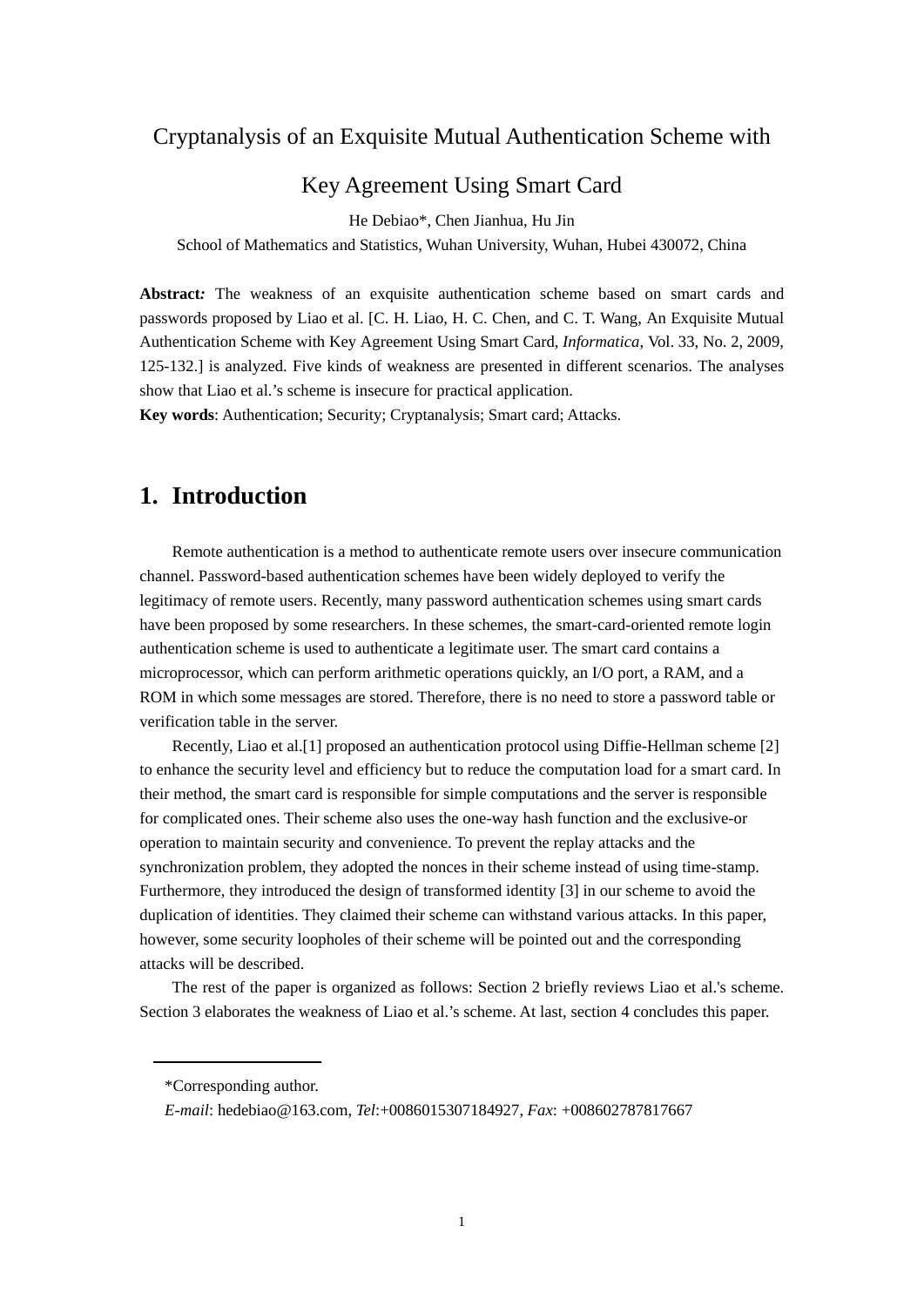# Cryptanalysis of an Exquisite Mutual Authentication Scheme with Key Agreement Using Smart Card

He Debiao*, Chen Jianhua, Hu Jin

School of Mathematics and Statistics, Wuhan University, Wuhan, Hubei 430072, China

**Abstract:** The weakness of an exquisite authentication scheme based on smart cards and passwords proposed by Liao et al. [C. H. Liao, H. C. Chen, and C. T. Wang, An Exquisite Mutual Authentication Scheme with Key Agreement Using Smart Card, *Informatica*, Vol. 33, No. 2, 2009, 125-132.] is analyzed. Five kinds of weakness are presented in different scenarios. The analyses show that Liao et al.'s scheme is insecure for practical application.

**Key words**: Authentication; Security; Cryptanalysis; Smart card; Attacks.

## 1. Introduction

Remote authentication is a method to authenticate remote users over insecure communication channel. Password-based authentication schemes have been widely deployed to verify the legitimacy of remote users. Recently, many password authentication schemes using smart cards have been proposed by some researchers. In these schemes, the smart-card-oriented remote login authentication scheme is used to authenticate a legitimate user. The smart card contains a microprocessor, which can perform arithmetic operations quickly, an I/O port, a RAM, and a ROM in which some messages are stored. Therefore, there is no need to store a password table or verification table in the server.

Recently, Liao et al.[1] proposed an authentication protocol using Diffie-Hellman scheme [2] to enhance the security level and efficiency but to reduce the computation load for a smart card. In their method, the smart card is responsible for simple computations and the server is responsible for complicated ones. Their scheme also uses the one-way hash function and the exclusive-or operation to maintain security and convenience. To prevent the replay attacks and the synchronization problem, they adopted the nonces in their scheme instead of using time-stamp. Furthermore, they introduced the design of transformed identity [3] in our scheme to avoid the duplication of identities. They claimed their scheme can withstand various attacks. In this paper, however, some security loopholes of their scheme will be pointed out and the corresponding attacks will be described.

The rest of the paper is organized as follows: Section 2 briefly reviews Liao et al.'s scheme. Section 3 elaborates the weakness of Liao et al.'s scheme. At last, section 4 concludes this paper.

---

*Corresponding author.

*E-mail*: hedebiao@163.com, *Tel*:+0086015307184927, *Fax*: +008602787817667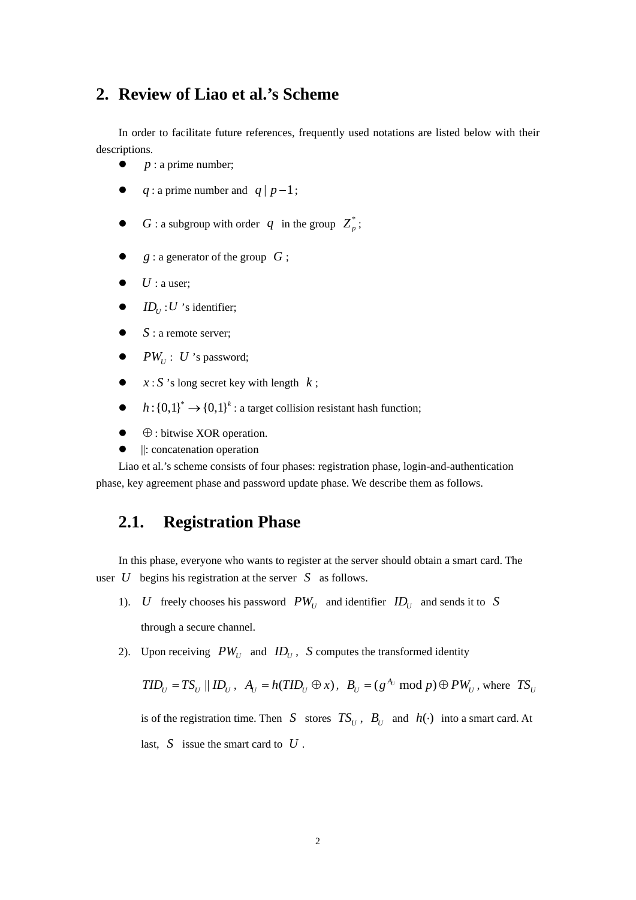## 2. Review of Liao et al.'s Scheme

In order to facilitate future references, frequently used notations are listed below with their descriptions.

- $p$ : a prime number;
- $q$ : a prime number and $q \mid p-1$;
- $G$ : a subgroup with order $q$ in the group $Z_p^*$;
- $g$ : a generator of the group $G$;
- $U$ : a user;
- $ID_U$ : $U$ 's identifier;
- $S$ : a remote server;
- $PW_U$ : $U$ 's password;
- $x$ : $S$ 's long secret key with length $k$;
- $h:\{0,1\}^* \rightarrow \{0,1\}^k$ : a target collision resistant hash function;
- $\oplus$ : bitwise XOR operation.
- $\|$: concatenation operation

Liao et al.'s scheme consists of four phases: registration phase, login-and-authentication phase, key agreement phase and password update phase. We describe them as follows.

### 2.1. Registration Phase

In this phase, everyone who wants to register at the server should obtain a smart card. The user $U$ begins his registration at the server $S$ as follows.

1). $U$ freely chooses his password $PW_U$ and identifier $ID_U$ and sends it to $S$ through a secure channel.

2). Upon receiving $PW_U$ and $ID_U$, $S$ computes the transformed identity

$TID_U = TS_U \| ID_U$, $A_U = h(TID_U \oplus x)$, $B_U = (g^{A_U} \bmod p) \oplus PW_U$, where $TS_U$ is of the registration time. Then $S$ stores $TS_U$, $B_U$ and $h(\cdot)$ into a smart card. At last, $S$ issue the smart card to $U$.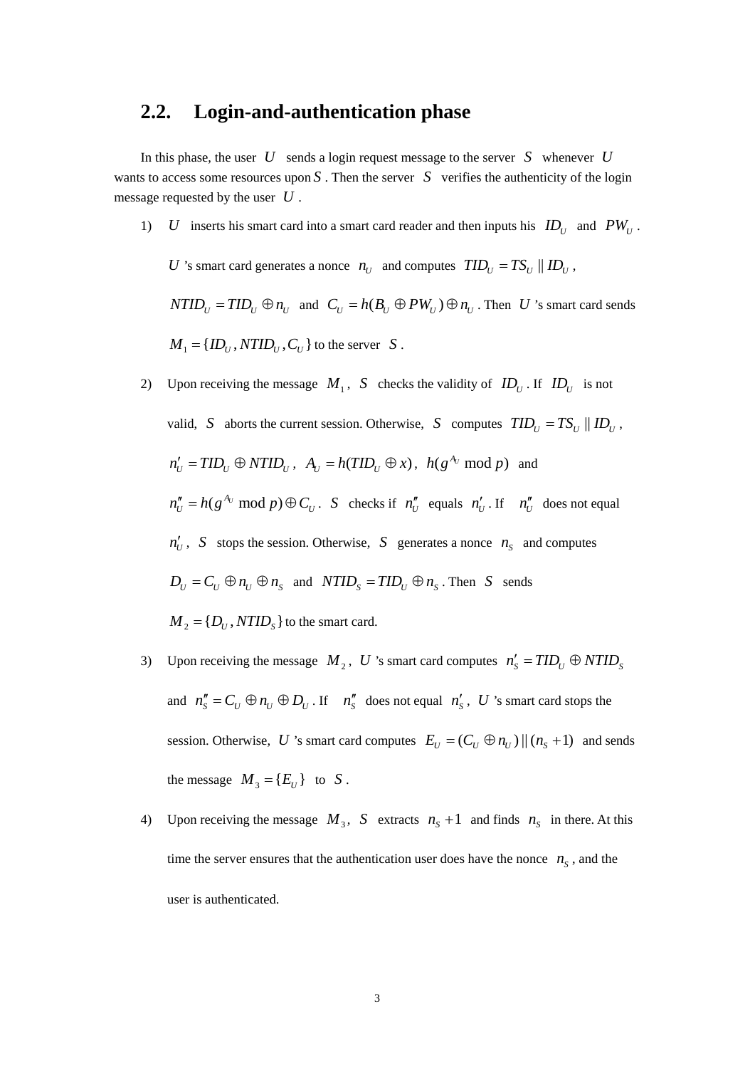## 2.2. Login-and-authentication phase

In this phase, the user $U$ sends a login request message to the server $S$ whenever $U$ wants to access some resources upon $S$. Then the server $S$ verifies the authenticity of the login message requested by the user $U$.

1) $U$ inserts his smart card into a smart card reader and then inputs his $ID_U$ and $PW_U$. $U$'s smart card generates a nonce $n_U$ and computes $TID_U = TS_U \| ID_U$, $NTID_U = TID_U \oplus n_U$ and $C_U = h(B_U \oplus PW_U) \oplus n_U$. Then $U$'s smart card sends $M_1 = \{ID_U, NTID_U, C_U\}$ to the server $S$.

2) Upon receiving the message $M_1$, $S$ checks the validity of $ID_U$. If $ID_U$ is not valid, $S$ aborts the current session. Otherwise, $S$ computes $TID_U = TS_U \| ID_U$, $n'_U = TID_U \oplus NTID_U$, $A_U = h(TID_U \oplus x)$, $h(g^{A_U} \bmod p)$ and $n''_U = h(g^{A_U} \bmod p) \oplus C_U$. $S$ checks if $n''_U$ equals $n'_U$. If $n''_U$ does not equal $n'_U$, $S$ stops the session. Otherwise, $S$ generates a nonce $n_S$ and computes $D_U = C_U \oplus n_U \oplus n_S$ and $NTID_S = TID_U \oplus n_S$. Then $S$ sends $M_2 = \{D_U, NTID_S\}$ to the smart card.

3) Upon receiving the message $M_2$, $U$'s smart card computes $n'_S = TID_U \oplus NTID_S$ and $n''_S = C_U \oplus n_U \oplus D_U$. If $n''_S$ does not equal $n'_S$, $U$'s smart card stops the session. Otherwise, $U$'s smart card computes $E_U = (C_U \oplus n_U) \| (n_S + 1)$ and sends the message $M_3 = \{E_U\}$ to $S$.

4) Upon receiving the message $M_3$, $S$ extracts $n_S + 1$ and finds $n_S$ in there. At this time the server ensures that the authentication user does have the nonce $n_S$, and the user is authenticated.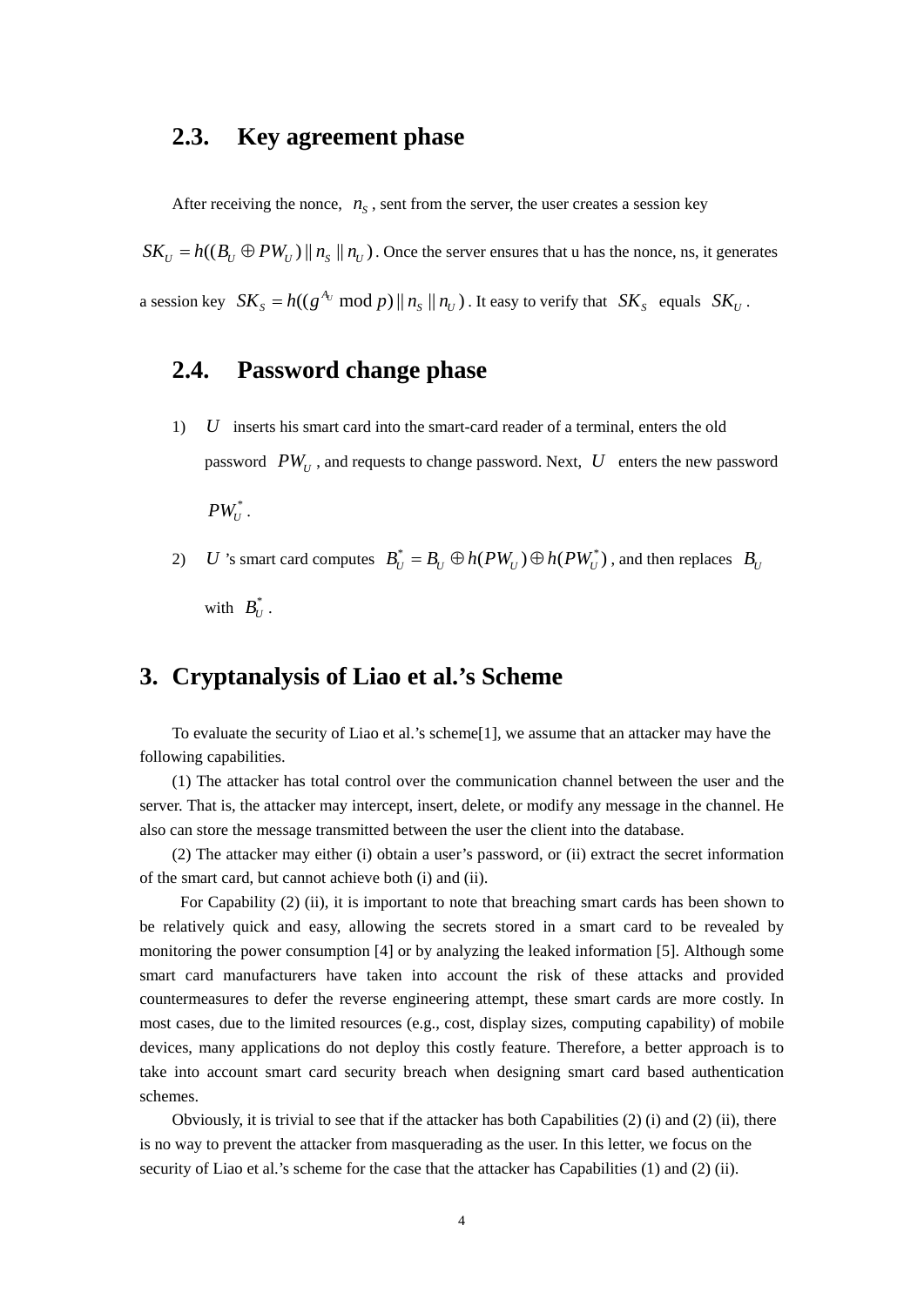## 2.3. Key agreement phase

After receiving the nonce, $n_S$, sent from the server, the user creates a session key $SK_U = h((B_U \oplus PW_U) \| n_S \| n_U)$. Once the server ensures that u has the nonce, ns, it generates a session key $SK_S = h((g^{A_U} \bmod p) \| n_S \| n_U)$. It easy to verify that $SK_S$ equals $SK_U$.

## 2.4. Password change phase

1) $U$ inserts his smart card into the smart-card reader of a terminal, enters the old password $PW_U$, and requests to change password. Next, $U$ enters the new password $PW_U^*$.

2) $U$'s smart card computes $B_U^* = B_U \oplus h(PW_U) \oplus h(PW_U^*)$, and then replaces $B_U$ with $B_U^*$.

# 3. Cryptanalysis of Liao et al.'s Scheme

To evaluate the security of Liao et al.'s scheme[1], we assume that an attacker may have the following capabilities.

(1) The attacker has total control over the communication channel between the user and the server. That is, the attacker may intercept, insert, delete, or modify any message in the channel. He also can store the message transmitted between the user the client into the database.

(2) The attacker may either (i) obtain a user's password, or (ii) extract the secret information of the smart card, but cannot achieve both (i) and (ii).

For Capability (2) (ii), it is important to note that breaching smart cards has been shown to be relatively quick and easy, allowing the secrets stored in a smart card to be revealed by monitoring the power consumption [4] or by analyzing the leaked information [5]. Although some smart card manufacturers have taken into account the risk of these attacks and provided countermeasures to defer the reverse engineering attempt, these smart cards are more costly. In most cases, due to the limited resources (e.g., cost, display sizes, computing capability) of mobile devices, many applications do not deploy this costly feature. Therefore, a better approach is to take into account smart card security breach when designing smart card based authentication schemes.

Obviously, it is trivial to see that if the attacker has both Capabilities (2) (i) and (2) (ii), there is no way to prevent the attacker from masquerading as the user. In this letter, we focus on the security of Liao et al.'s scheme for the case that the attacker has Capabilities (1) and (2) (ii).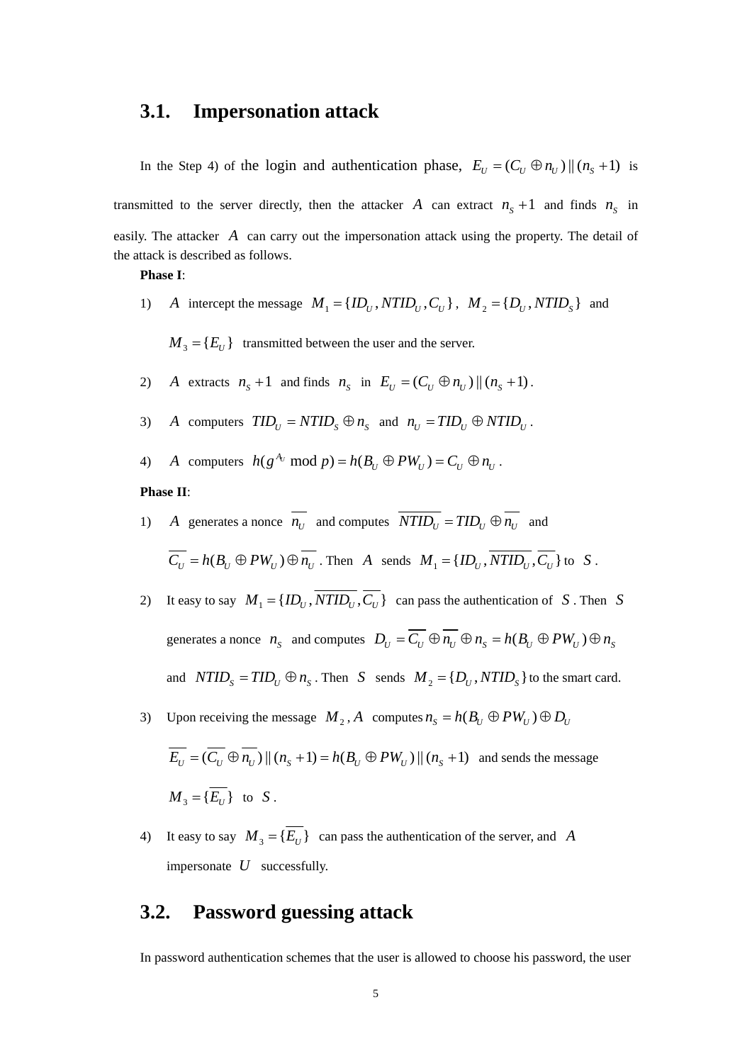## 3.1. Impersonation attack

In the Step 4) of the login and authentication phase, $E_U = (C_U \oplus n_U) \| (n_S + 1)$ is transmitted to the server directly, then the attacker $A$ can extract $n_S + 1$ and finds $n_S$ in easily. The attacker $A$ can carry out the impersonation attack using the property. The detail of the attack is described as follows.

**Phase I**:

1) $A$ intercept the message $M_1 = \{ID_U, NTID_U, C_U\}$, $M_2 = \{D_U, NTID_S\}$ and $M_3 = \{E_U\}$ transmitted between the user and the server.

2) $A$ extracts $n_S + 1$ and finds $n_S$ in $E_U = (C_U \oplus n_U) \| (n_S + 1)$.

3) $A$ computers $TID_U = NTID_S \oplus n_S$ and $n_U = TID_U \oplus NTID_U$.

4) $A$ computers $h(g^{A_U} \bmod p) = h(B_U \oplus PW_U) = C_U \oplus n_U$.

**Phase II**:

1) $A$ generates a nonce $\overline{n_U}$ and computes $\overline{NTID_U} = TID_U \oplus \overline{n_U}$ and $\overline{C_U} = h(B_U \oplus PW_U) \oplus \overline{n_U}$. Then $A$ sends $M_1 = \{ID_U, \overline{NTID_U}, \overline{C_U}\}$ to $S$.

2) It easy to say $M_1 = \{ID_U, \overline{NTID_U}, \overline{C_U}\}$ can pass the authentication of $S$. Then $S$ generates a nonce $n_S$ and computes $D_U = \overline{C_U} \oplus \overline{n_U} \oplus n_S = h(B_U \oplus PW_U) \oplus n_S$ and $NTID_S = TID_U \oplus n_S$. Then $S$ sends $M_2 = \{D_U, NTID_S\}$ to the smart card.

3) Upon receiving the message $M_2$, $A$ computes $n_S = h(B_U \oplus PW_U) \oplus D_U$ $\overline{E_U} = (\overline{C_U} \oplus \overline{n_U}) \| (n_S + 1) = h(B_U \oplus PW_U) \| (n_S + 1)$ and sends the message $M_3 = \{\overline{E_U}\}$ to $S$.

4) It easy to say $M_3 = \{\overline{E_U}\}$ can pass the authentication of the server, and $A$ impersonate $U$ successfully.

## 3.2. Password guessing attack

In password authentication schemes that the user is allowed to choose his password, the user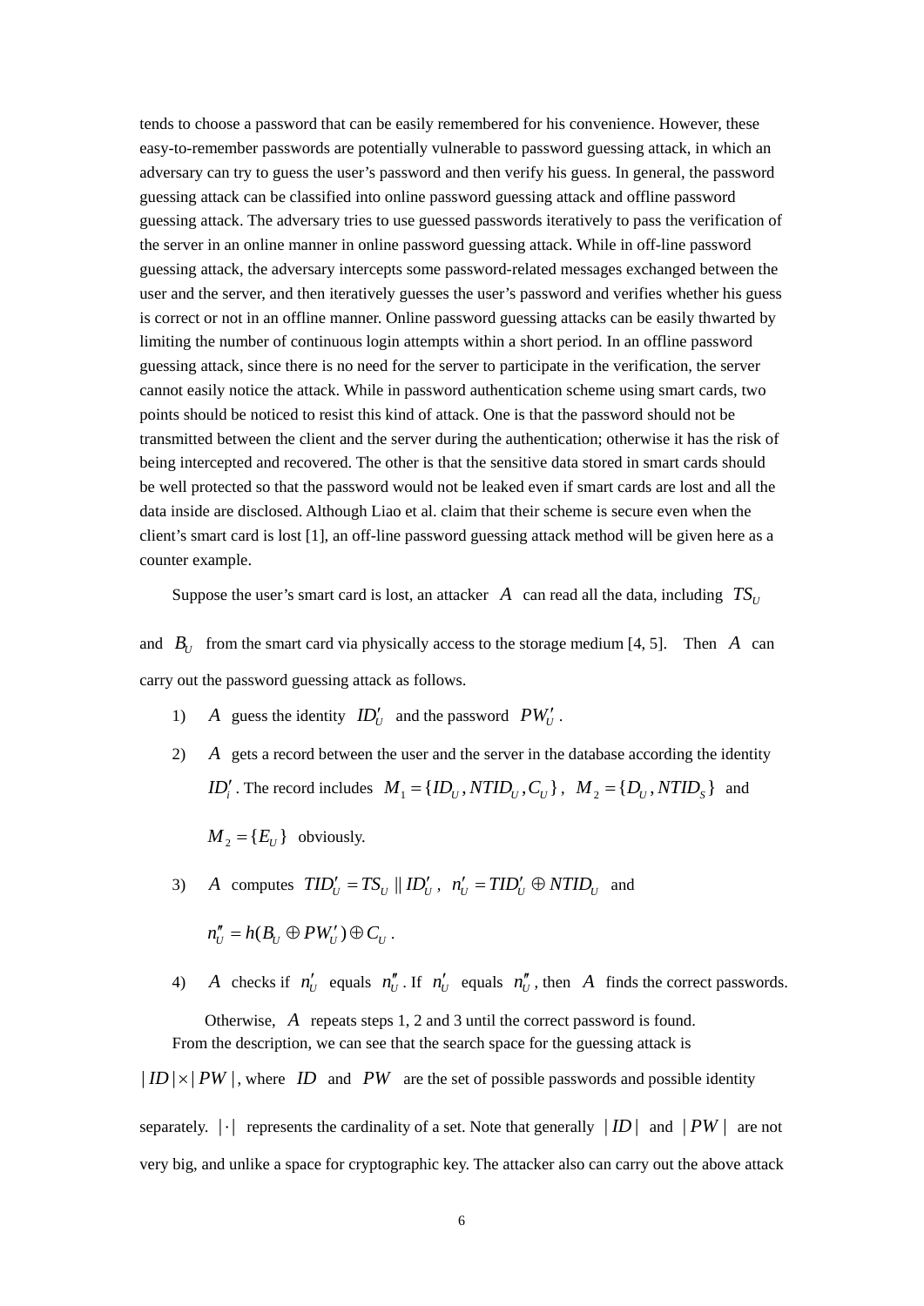tends to choose a password that can be easily remembered for his convenience. However, these easy-to-remember passwords are potentially vulnerable to password guessing attack, in which an adversary can try to guess the user's password and then verify his guess. In general, the password guessing attack can be classified into online password guessing attack and offline password guessing attack. The adversary tries to use guessed passwords iteratively to pass the verification of the server in an online manner in online password guessing attack. While in off-line password guessing attack, the adversary intercepts some password-related messages exchanged between the user and the server, and then iteratively guesses the user's password and verifies whether his guess is correct or not in an offline manner. Online password guessing attacks can be easily thwarted by limiting the number of continuous login attempts within a short period. In an offline password guessing attack, since there is no need for the server to participate in the verification, the server cannot easily notice the attack. While in password authentication scheme using smart cards, two points should be noticed to resist this kind of attack. One is that the password should not be transmitted between the client and the server during the authentication; otherwise it has the risk of being intercepted and recovered. The other is that the sensitive data stored in smart cards should be well protected so that the password would not be leaked even if smart cards are lost and all the data inside are disclosed. Although Liao et al. claim that their scheme is secure even when the client's smart card is lost [1], an off-line password guessing attack method will be given here as a counter example.

Suppose the user's smart card is lost, an attacker $A$ can read all the data, including $TS_U$ and $B_U$ from the smart card via physically access to the storage medium [4, 5]. Then $A$ can carry out the password guessing attack as follows.

1) $A$ guess the identity $ID_U'$ and the password $PW_U'$.
2) $A$ gets a record between the user and the server in the database according the identity $ID_i'$. The record includes $M_1 = \{ID_U, NTID_U, C_U\}$, $M_2 = \{D_U, NTID_S\}$ and $M_2 = \{E_U\}$ obviously.
3) $A$ computes $TID_U' = TS_U \| ID_U'$, $n_U' = TID_U' \oplus NTID_U$ and $n_U'' = h(B_U \oplus PW_U') \oplus C_U$.
4) $A$ checks if $n_U'$ equals $n_U''$. If $n_U'$ equals $n_U''$, then $A$ finds the correct passwords. Otherwise, $A$ repeats steps 1, 2 and 3 until the correct password is found.

From the description, we can see that the search space for the guessing attack is $|ID| \times |PW|$, where $ID$ and $PW$ are the set of possible passwords and possible identity separately. $|\cdot|$ represents the cardinality of a set. Note that generally $|ID|$ and $|PW|$ are not very big, and unlike a space for cryptographic key. The attacker also can carry out the above attack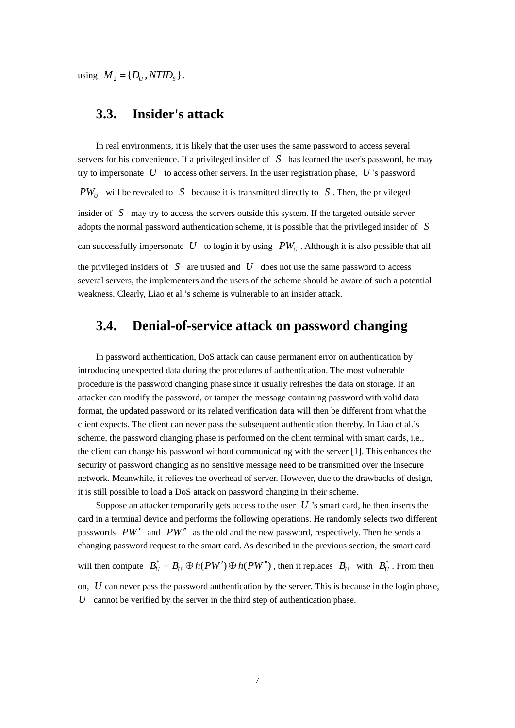using $M_2 = \{D_U, NTID_S\}$.

## 3.3. Insider's attack

In real environments, it is likely that the user uses the same password to access several servers for his convenience. If a privileged insider of $S$ has learned the user's password, he may try to impersonate $U$ to access other servers. In the user registration phase, $U$'s password $PW_U$ will be revealed to $S$ because it is transmitted directly to $S$. Then, the privileged insider of $S$ may try to access the servers outside this system. If the targeted outside server adopts the normal password authentication scheme, it is possible that the privileged insider of $S$ can successfully impersonate $U$ to login it by using $PW_U$. Although it is also possible that all the privileged insiders of $S$ are trusted and $U$ does not use the same password to access several servers, the implementers and the users of the scheme should be aware of such a potential weakness. Clearly, Liao et al.'s scheme is vulnerable to an insider attack.

## 3.4. Denial-of-service attack on password changing

In password authentication, DoS attack can cause permanent error on authentication by introducing unexpected data during the procedures of authentication. The most vulnerable procedure is the password changing phase since it usually refreshes the data on storage. If an attacker can modify the password, or tamper the message containing password with valid data format, the updated password or its related verification data will then be different from what the client expects. The client can never pass the subsequent authentication thereby. In Liao et al.'s scheme, the password changing phase is performed on the client terminal with smart cards, i.e., the client can change his password without communicating with the server [1]. This enhances the security of password changing as no sensitive message need to be transmitted over the insecure network. Meanwhile, it relieves the overhead of server. However, due to the drawbacks of design, it is still possible to load a DoS attack on password changing in their scheme.

Suppose an attacker temporarily gets access to the user $U$'s smart card, he then inserts the card in a terminal device and performs the following operations. He randomly selects two different passwords $PW'$ and $PW''$ as the old and the new password, respectively. Then he sends a changing password request to the smart card. As described in the previous section, the smart card will then compute $B_U^* = B_U \oplus h(PW') \oplus h(PW'')$, then it replaces $B_U$ with $B_U^*$. From then on, $U$ can never pass the password authentication by the server. This is because in the login phase, $U$ cannot be verified by the server in the third step of authentication phase.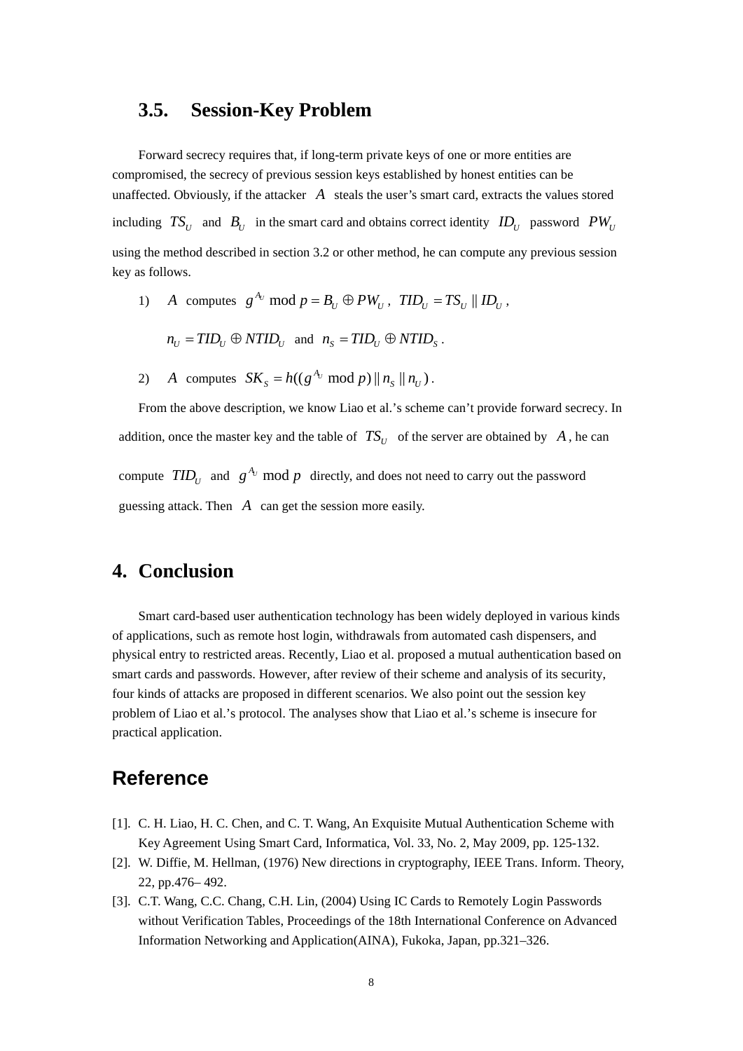## 3.5. Session-Key Problem

Forward secrecy requires that, if long-term private keys of one or more entities are compromised, the secrecy of previous session keys established by honest entities can be unaffected. Obviously, if the attacker $A$ steals the user's smart card, extracts the values stored including $TS_U$ and $B_U$ in the smart card and obtains correct identity $ID_U$ password $PW_U$ using the method described in section 3.2 or other method, he can compute any previous session key as follows.

1) $A$ computes $g^{A_U} \bmod p = B_U \oplus PW_U$, $TID_U = TS_U \| ID_U$,

   $n_U = TID_U \oplus NTID_U$ and $n_S = TID_U \oplus NTID_S$.

2) $A$ computes $SK_S = h((g^{A_U} \bmod p) \| n_S \| n_U)$.

From the above description, we know Liao et al.'s scheme can't provide forward secrecy. In addition, once the master key and the table of $TS_U$ of the server are obtained by $A$, he can compute $TID_U$ and $g^{A_U} \bmod p$ directly, and does not need to carry out the password guessing attack. Then $A$ can get the session more easily.

# 4. Conclusion

Smart card-based user authentication technology has been widely deployed in various kinds of applications, such as remote host login, withdrawals from automated cash dispensers, and physical entry to restricted areas. Recently, Liao et al. proposed a mutual authentication based on smart cards and passwords. However, after review of their scheme and analysis of its security, four kinds of attacks are proposed in different scenarios. We also point out the session key problem of Liao et al.'s protocol. The analyses show that Liao et al.'s scheme is insecure for practical application.

# Reference

[1]. C. H. Liao, H. C. Chen, and C. T. Wang, An Exquisite Mutual Authentication Scheme with Key Agreement Using Smart Card, Informatica, Vol. 33, No. 2, May 2009, pp. 125-132.

[2]. W. Diffie, M. Hellman, (1976) New directions in cryptography, IEEE Trans. Inform. Theory, 22, pp.476– 492.

[3]. C.T. Wang, C.C. Chang, C.H. Lin, (2004) Using IC Cards to Remotely Login Passwords without Verification Tables, Proceedings of the 18th International Conference on Advanced Information Networking and Application(AINA), Fukoka, Japan, pp.321–326.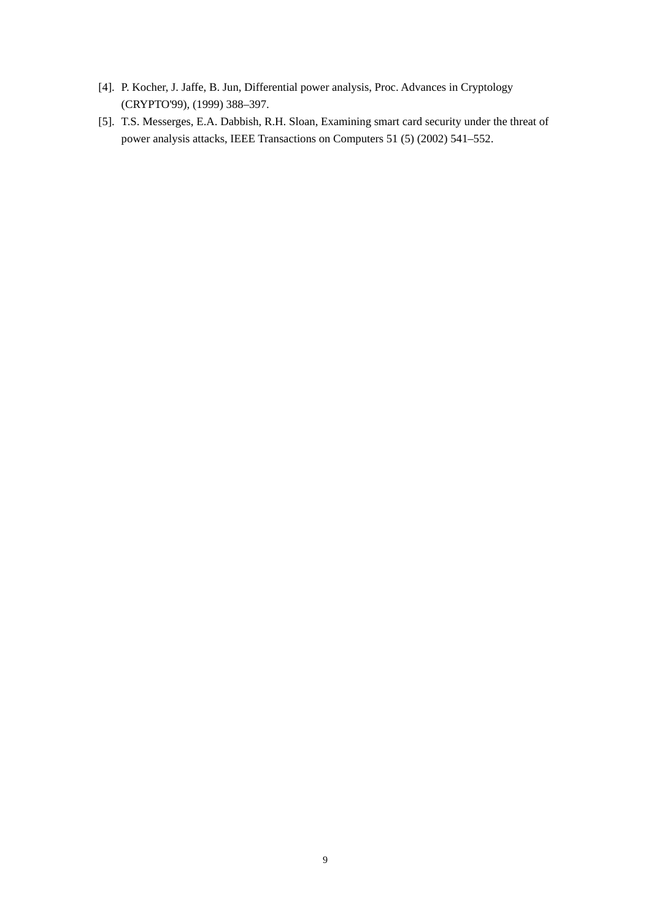[4]. P. Kocher, J. Jaffe, B. Jun, Differential power analysis, Proc. Advances in Cryptology (CRYPTO'99), (1999) 388–397.

[5]. T.S. Messerges, E.A. Dabbish, R.H. Sloan, Examining smart card security under the threat of power analysis attacks, IEEE Transactions on Computers 51 (5) (2002) 541–552.